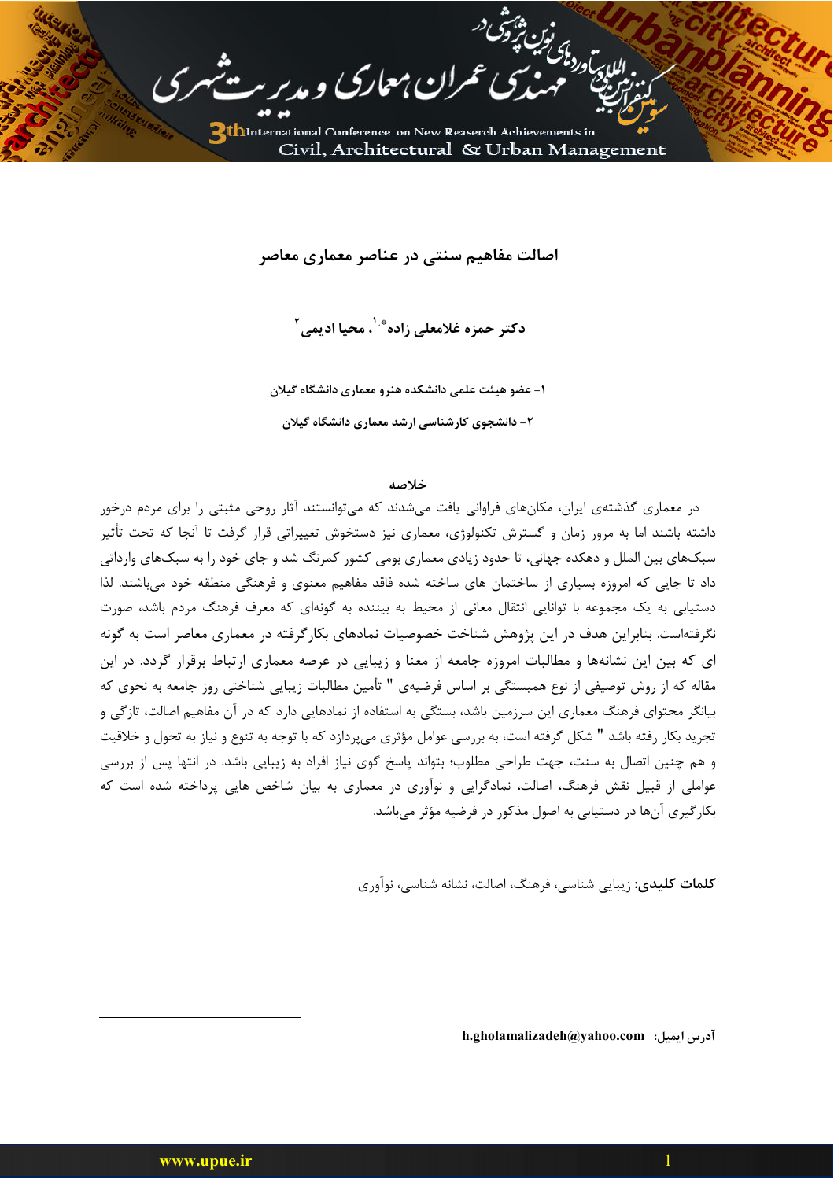# اصالت مفاهیم سنتی در عناصر معماری معاصر

**دکتر حمزه غلامعلی زاده\*[۱]، محیا ادیمی[۲]**

**۱- عضو هیئت علمی دانشکده هنرو معماری دانشگاه گیلان**

**۲- دانشجوی کارشناسی ارشد معماری دانشگاه گیلان**

## خلاصه

در معماری گذشته‌ی ایران، مکان‌های فراوانی یافت می‌شدند که می‌توانستند آثار روحی مثبتی را برای مردم درخور داشته باشند اما به مرور زمان و گسترش تکنولوژی، معماری نیز دستخوش تغییراتی قرار گرفت تا آنجا که تحت تأثیر سبک‌های بین الملل و دهکده جهانی، تا حدود زیادی معماری بومی کشور کمرنگ شد و جای خود را به سبک‌های وارداتی داد تا جایی که امروزه بسیاری از ساختمان های ساخته شده فاقد مفاهیم معنوی و فرهنگی منطقه خود می‌باشند. لذا دستیابی به یک مجموعه با توانایی انتقال معانی از محیط به بیننده به گونه‌ای که معرف فرهنگ مردم باشد، صورت نگرفته‌است. بنابراین هدف در این پژوهش شناخت خصوصیات نمادهای بکارگرفته در معماری معاصر است به گونه ای که بین این نشانه‌ها و مطالبات امروزه جامعه از معنا و زیبایی در عرصه معماری ارتباط برقرار گردد. در این مقاله که از روش توصیفی از نوع همبستگی بر اساس فرضیه‌ی " تأمین مطالبات زیبایی شناختی روز جامعه به نحوی که بیانگر محتوای فرهنگ معماری این سرزمین باشد، بستگی به استفاده از نمادهایی دارد که در آن مفاهیم اصالت، تازگی و تجرید بکار رفته باشد " شکل گرفته است، به بررسی عوامل مؤثری می‌پردازد که با توجه به تنوع و نیاز به تحول و خلاقیت و هم چنین اتصال به سنت، جهت طراحی مطلوب؛ بتواند پاسخ گوی نیاز افراد به زیبایی باشد. در انتها پس از بررسی عواملی از قبیل نقش فرهنگ، اصالت، نمادگرایی و نوآوری در معماری به بیان شاخص هایی پرداخته شده است که بکارگیری آن‌ها در دستیابی به اصول مذکور در فرضیه مؤثر می‌باشد.

**کلمات کلیدی:** زیبایی شناسی، فرهنگ، اصالت، نشانه شناسی، نوآوری

---

آدرس ایمیل: **h.gholamalizadeh@yahoo.com**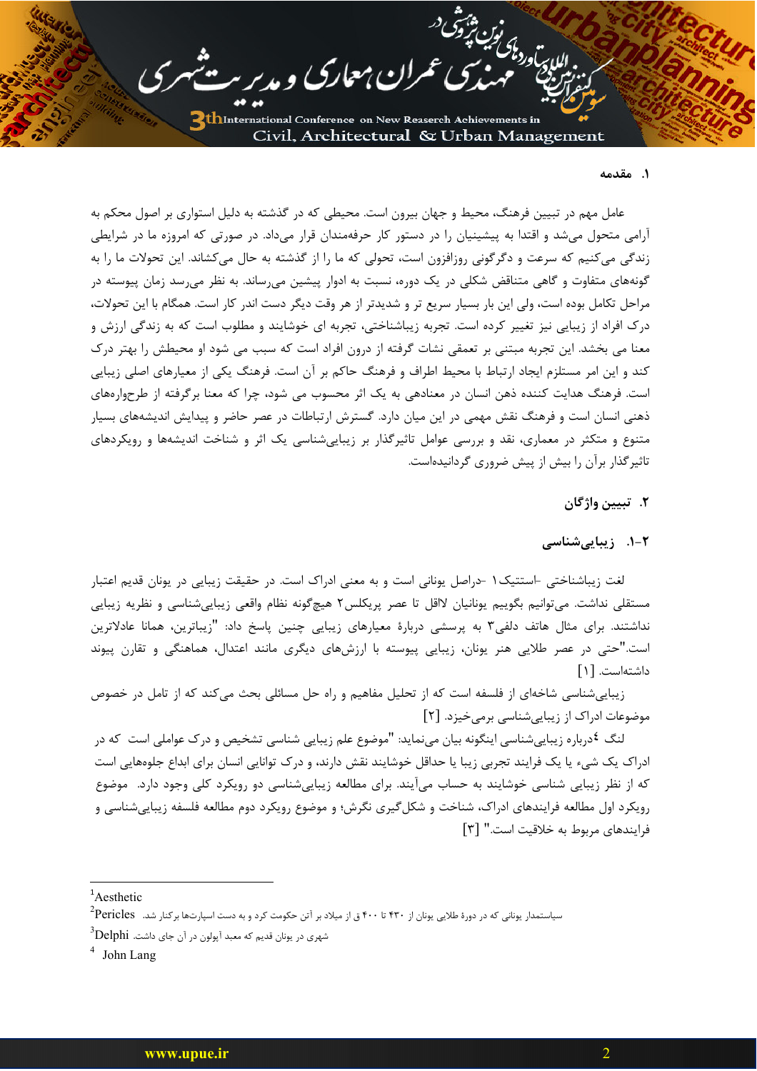## ۱. مقدمه

عامل مهم در تبیین فرهنگ، محیط و جهان بیرون است. محیطی که در گذشته به دلیل استواری بر اصول محکم به آرامی متحول می‌شد و اقتدا به پیشینیان را در دستور کار حرفه‌مندان قرار می‌داد. در صورتی که امروزه ما در شرایطی زندگی می‌کنیم که سرعت و دگرگونی روزافزون است، تحولی که ما را از گذشته به حال می‌کشاند. این تحولات ما را به گونه‌های متفاوت و گاهی متناقض شکلی در یک دوره، نسبت به ادوار پیشین می‌رساند. به نظر می‌رسد زمان پیوسته در مراحل تکامل بوده است، ولی این بار بسیار سریع تر و شدیدتر از هر وقت دیگر دست اندر کار است. همگام با این تحولات، درک افراد از زیبایی نیز تغییر کرده است. تجربه زیباشناختی، تجربه ای خوشایند و مطلوب است که به زندگی ارزش و معنا می بخشد. این تجربه مبتنی بر تعمقی نشات گرفته از درون افراد است که سبب می شود او محیطش را بهتر درک کند و این امر مستلزم ایجاد ارتباط با محیط اطراف و فرهنگ حاکم بر آن است. فرهنگ یکی از معیارهای اصلی زیبایی است. فرهنگ هدایت کننده ذهن انسان در معنادهی به یک اثر محسوب می شود، چرا که معنا برگرفته از طرحواره‌های ذهنی انسان است و فرهنگ نقش مهمی در این میان دارد. گسترش ارتباطات در عصر حاضر و پیدایش اندیشه‌های بسیار متنوع و متکثر در معماری، نقد و بررسی عوامل تاثیرگذار بر زیبایی‌شناسی یک اثر و شناخت اندیشه‌ها و رویکردهای تاثیرگذار برآن را بیش از پیش ضروری گردانیده‌است.

## ۲. تبیین واژگان

### ۲-۱. زیبایی‌شناسی

لغت زیباشناختی -استتیک[1] -دراصل یونانی است و به معنی ادراک است. در حقیقت زیبایی در یونان قدیم اعتبار مستقلی نداشت. می‌توانیم بگوییم یونانیان لااقل تا عصر پریکلس[2] هیچ‌گونه نظام واقعی زیبایی‌شناسی و نظریه زیبایی نداشتند. برای مثال هاتف دلفی[3] به پرسشی دربارهٔ معیارهای زیبایی چنین پاسخ داد: "زیباترین، همانا عادلاترین است."حتی در عصر طلایی هنر یونان، زیبایی پیوسته با ارزش‌های دیگری مانند اعتدال، هماهنگی و تقارن پیوند داشته‌است. [۱]

زیبایی‌شناسی شاخه‌ای از فلسفه است که از تحلیل مفاهیم و راه حل مسائلی بحث می‌کند که از تامل در خصوص موضوعات ادراک از زیبایی‌شناسی برمی‌خیزد. [۲]

لنگ[4] درباره زیبایی‌شناسی اینگونه بیان می‌نماید: "موضوع علم زیبایی شناسی تشخیص و درک عواملی است که در ادراک یک شیء یا یک فرایند تجربی زیبا یا حداقل خوشایند نقش دارند، و درک توانایی انسان برای ابداع جلوه‌هایی است که از نظر زیبایی شناسی خوشایند به حساب می‌آیند. برای مطالعه زیبایی‌شناسی دو رویکرد کلی وجود دارد. موضوع رویکرد اول مطالعه فرایندهای ادراک، شناخت و شکل‌گیری نگرش؛ و موضوع رویکرد دوم مطالعه فلسفه زیبایی‌شناسی و فرایندهای مربوط به خلاقیت است." [۳]

---

[1] Aesthetic

[2] Pericles سیاستمدار یونانی که در دورهٔ طلایی یونان از ۴۳۰ تا ۴۰۰ ق از میلاد بر آتن حکومت کرد و به دست اسپارت‌ها برکنار شد.

[3] Delphi شهری در یونان قدیم که معبد آپولون در آن جای داشت.

[4] John Lang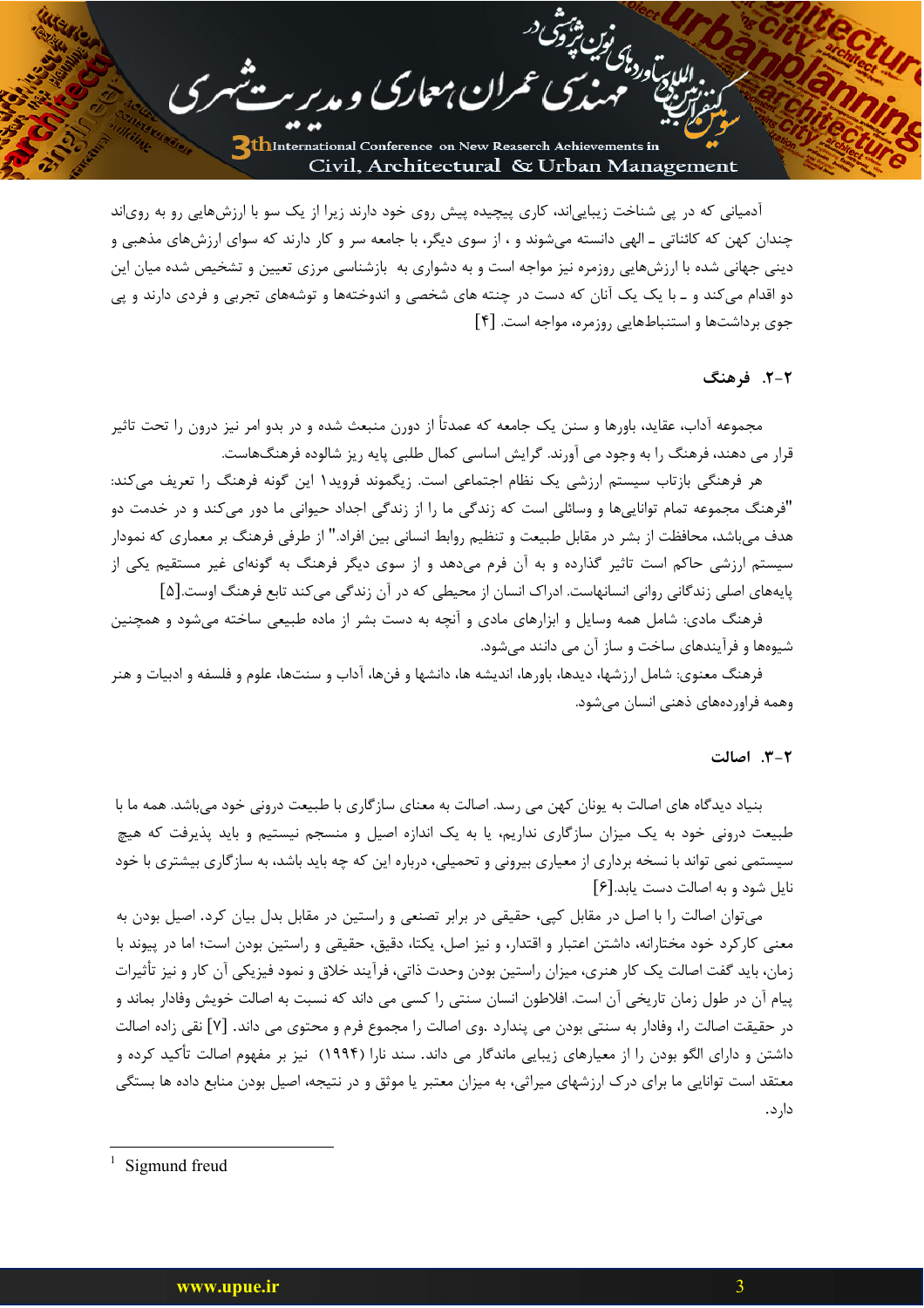آدمیانی که در پی شناخت زیبایی‌اند، کاری پیچیده پیش روی خود دارند زیرا از یک سو با ارزش‌هایی رو به رویاند چندان کهن که کائناتی ـ الهی دانسته می‌شوند و ، از سوی دیگر، با جامعه سر و کار دارند که سوای ارزش‌های مذهبی و دینی جهانی شده با ارزش‌هایی روزمره نیز مواجه است و به دشواری به بازشناسی مرزی تعیین و تشخیص شده میان این دو اقدام می‌کند و ـ با یک یک آنان که دست در چنته های شخصی و اندوخته‌ها و توشه‌های تجربی و فردی دارند و پی جوی برداشت‌ها و استنباطهایی روزمره، مواجه است. [۴]

### ۲-۲. فرهنگ

مجموعه آداب، عقاید، باورها و سنن یک جامعه که عمدتاً از دورن منبعث شده و در بدو امر نیز درون را تحت تاثیر قرار می دهند، فرهنگ را به وجود می آورند. گرایش اساسی کمال طلبی پایه ریز شالوده فرهنگ‌هاست.

هر فرهنگی بازتاب سیستم ارزشی یک نظام اجتماعی است. زیگموند فروید[1] این گونه فرهنگ را تعریف می‌کند: "فرهنگ مجموعه تمام توانایی‌ها و وسائلی است که زندگی ما را از زندگی اجداد حیوانی ما دور می‌کند و در خدمت دو هدف می‌باشد، محافظت از بشر در مقابل طبیعت و تنظیم روابط انسانی بین افراد." از طرفی فرهنگ بر معماری که نمودار سیستم ارزشی حاکم است تاثیر گذارده و به آن فرم می‌دهد و از سوی دیگر فرهنگ به گونه‌ای غیر مستقیم یکی از پایه‌های اصلی زندگانی روانی انسانهاست. ادراک انسان از محیطی که در آن زندگی می‌کند تابع فرهنگ اوست.[۵]

فرهنگ مادی: شامل همه وسایل و ابزارهای مادی و آنچه به دست بشر از ماده طبیعی ساخته می‌شود و همچنین شیوه‌ها و فرآیندهای ساخت و ساز آن می دانند می‌شود.

فرهنگ معنوی: شامل ارزشها، دیدها، باورها، اندیشه ها، دانشها و فن‌ها، آداب و سنت‌ها، علوم و فلسفه و ادبیات و هنر وهمه فراورده‌های ذهنی انسان می‌شود.

### ۲-۳. اصالت

بنیاد دیدگاه های اصالت به یونان کهن می رسد. اصالت به معنای سازگاری با طبیعت درونی خود می‌باشد. همه ما با طبیعت درونی خود به یک میزان سازگاری نداریم، یا به یک اندازه اصیل و منسجم نیستیم و باید پذیرفت که هیچ سیستمی نمی تواند با نسخه برداری از معیاری بیرونی و تحمیلی، درباره این که چه باید باشد، به سازگاری بیشتری با خود نایل شود و به اصالت دست یابد.[۶]

می‌توان اصالت را با اصل در مقابل کپی، حقیقی در برابر تصنعی و راستین در مقابل بدل بیان کرد. اصیل بودن به معنی کارکرد خود مختارانه، داشتن اعتبار و اقتدار، و نیز اصل، یکتا، دقیق، حقیقی و راستین بودن است؛ اما در پیوند با زمان، باید گفت اصالت یک کار هنری، میزان راستین بودن وحدت ذاتی، فرآیند خلاق و نمود فیزیکی آن کار و نیز تأثیرات پیام آن در طول زمان تاریخی آن است. افلاطون انسان سنتی را کسی می داند که نسبت به اصالت خویش وفادار بماند و در حقیقت اصالت را، وفادار به سنتی بودن می پندارد .وی اصالت را مجموع فرم و محتوی می داند. [۷] نقی زاده اصالت داشتن و دارای الگو بودن را از معیارهای زیبایی ماندگار می داند. سند نارا (۱۹۹۴) نیز بر مفهوم اصالت تأکید کرده و معتقد است توانایی ما برای درک ارزشهای میراثی، به میزان معتبر یا موثق و در نتیجه، اصیل بودن منابع داده ها بستگی دارد.

---

[1] Sigmund freud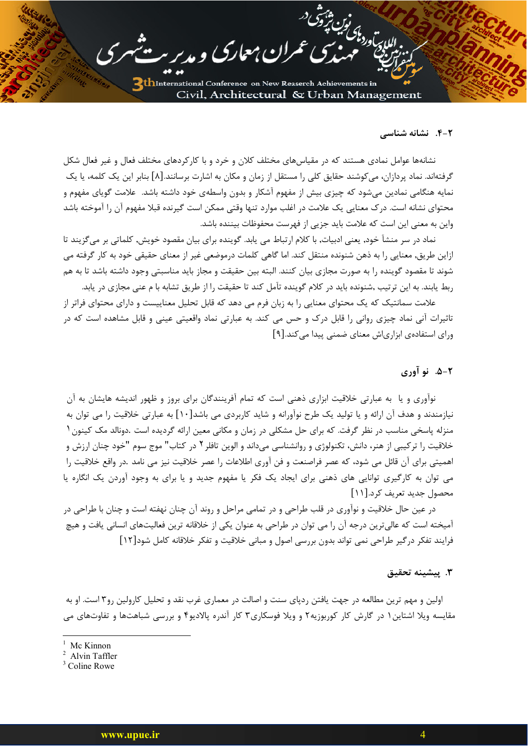### ۲-۴. نشانه شناسی

نشانه‌ها عوامل نمادی هستند که در مقیاس‌های مختلف کلان و خرد و با کارکردهای مختلف فعال و غیر فعال شکل گرفته‌اند. نماد پردازان، می‌کوشند حقایق کلی را مستقل از زمان و مکان به اشارت برسانند.[۸] بنابر این یک کلمه، یا یک نمایه هنگامی نمادین می‌شود که چیزی بیش از مفهوم آشکار و بدون واسطه‌ی خود داشته باشد. علامت گویای مفهوم و محتوای نشانه است. درک معنایی یک علامت در اغلب موارد تنها وقتی ممکن است که گیرنده قبلا مفهوم آن را آموخته باشد واین به معنی این است که علامت باید جزیی از فهرست محفوظات بیننده باشد.

نماد در سر منشأ خود, یعنی ادبیات, با کلام ارتباط می یابد. گوینده برای بیان مقصود خویش, کلماتی بر می‌گزیند تا ازاین طریق, معنایی را به ذهن شنونده منتقل کند. اما گاهی کلمات درموضعی غیر از معنای حقیقی خود به کار گرفته می شوند تا مقصود گوینده را به صورت مجازی بیان کنند. البته بین حقیقت و مجاز باید مناسبتی وجود داشته باشد تا به هم ربط یابند. به این ترتیب ,شنونده باید در کلام گوینده تأمل کند تا حقیقت را از طریق تشابه با م عنی مجازی در یابد.

علامت سمانتیک که یک محتوای معنایی را به زبان فرم می دهد که قابل تحلیل معناییست و دارای محتوای فراتر از تاثیرات آنی نماد چیزی روانی را قابل درک و حس می کند. به عبارتی نماد واقعیتی عینی و قابل مشاهده است که در ورای استفاده‌ی ابزاری‌اش معنای ضمنی پیدا می‌کند.[۹]

### ۲-۵. نو آوری

نوآوری و یا به عبارتی خلاقیت ابزاری ذهنی است که تمام آفرینندگان برای بروز و ظهور اندیشه هایشان به آن نیازمندند و هدف آن ارائه و یا تولید یک طرح نوآورانه و شاید کاربردی می باشد[۱۰] به عبارتی خلاقیت را می توان به منزله پاسخی مناسب در نظر گرفت. که برای حل مشکلی در زمان و مکانی معین ارائه گردیده است .دونالد مک کینون[1] خلاقیت را ترکیبی از هنر، دانش، تکنولوژی و روانشناسی می‌داند و الوین تافلر[2] در کتاب" موج سوم "خود چنان ارزش و اهمیتی برای آن قائل می شود، که عصر فراصنعت و فن آوری اطلاعات را عصر خلاقیت نیز می نامد .در واقع خلاقیت را می توان به کارگیری توانایی های ذهنی برای ایجاد یک فکر یا مفهوم جدید و یا برای به وجود آوردن یک انگاره یا محصول جدید تعریف کرد.[۱۱]

در عین حال خلاقیت و نوآوری در قلب طراحی و در تمامی مراحل و روند آن چنان نهفته است و چنان با طراحی در آمیخته است که عالی‌ترین درجه آن را می توان در طراحی به عنوان یکی از خلاقانه ترین فعالیت‌های انسانی یافت و هیچ فرایند تفکر درگیر طراحی نمی تواند بدون بررسی اصول و مبانی خلاقیت و تفکر خلاقانه کامل شود[۱۲]

## ۳. پیشینه تحقیق

اولین و مهم ترین مطالعه در جهت یافتن ردپای سنت و اصالت در معماری غرب نقد و تحلیل کارولین رو[3] است. او به مقایسه ویلا اشتاین۱ در گارش کار کوربوزیه۲ و ویلا فوسکاری۳ کار آندره پالادیو۴ و بررسی شباهت‌ها و تفاوت‌های می

---

[1] Mc Kinnon
[2] Alvin Taffler
[3] Coline Rowe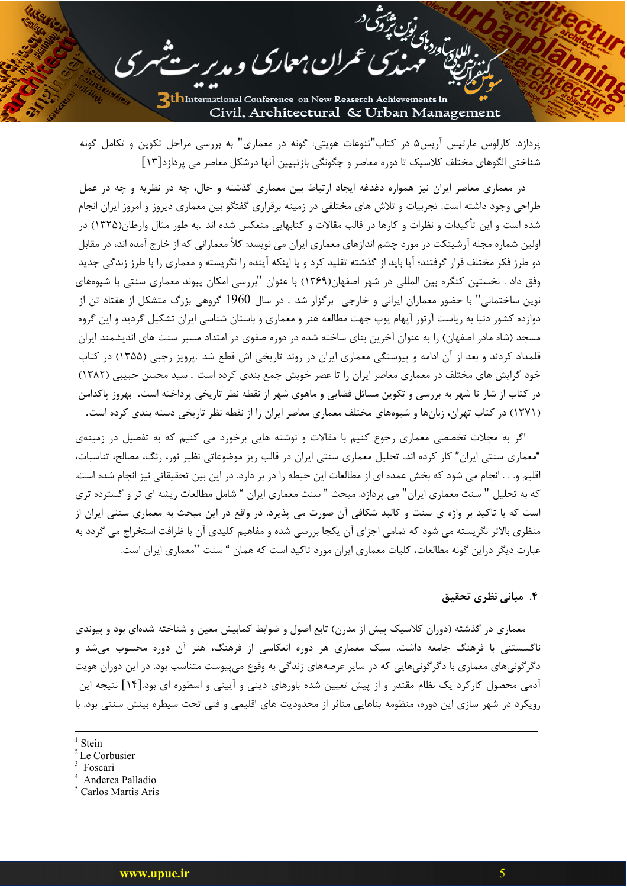پردازد. کارلوس مارتیس آریس۵ در کتاب"تنوعات هویتی: گونه در معماری" به بررسی مراحل تکوین و تکامل گونه شناختی الگوهای مختلف کلاسیک تا دوره معاصر و چگونگی بازتبیین آنها درشکل معاصر می پردازد[۱۳]

در معماری معاصر ایران نیز همواره دغدغه ایجاد ارتباط بین معماری گذشته و حال، چه در نظریه و چه در عمل طراحی وجود داشته است. تجربیات و تلاش های مختلفی در زمینه برقراری گفتگو بین معماری دیروز و امروز ایران انجام شده است و این تأکیدات و نظرات و کارها در قالب مقالات و کتابهایی منعکس شده اند .به طور مثال وارطان(۱۳۲۵) در اولین شماره مجله آرشیتکت در مورد چشم اندازهای معماری ایران می نویسد: کلاً معمارانی که از خارج آمده اند، در مقابل دو طرز فکر مختلف قرار گرفتند؛ آیا باید از گذشته تقلید کرد و یا اینکه آینده را نگریسته و معماری را با طرز زندگی جدید وفق داد . نخستین کنگره بین المللی در شهر اصفهان(۱۳۶۹) با عنوان "بررسی امکان پیوند معماری سنتی با شیوه‌های نوین ساختمانی" با حضور معماران ایرانی و خارجی برگزار شد . در سال 1960 گروهی بزرگ متشکل از هفتاد تن از دوازده کشور دنیا به ریاست آرتور آپهام پوپ جهت مطالعه هنر و معماری و باستان شناسی ایران تشکیل گردید و این گروه مسجد (شاه مادر اصفهان) را به عنوان آخرین بنای ساخته شده در دوره صفوی در امتداد مسیر سنت های اندیشمند ایران قلمداد کردند و بعد از آن ادامه و پیوستگی معماری ایران در روند تاریخی اش قطع شد .پرویز رجبی (۱۳۵۵) در کتاب خود گرایش های مختلف در معماری معاصر ایران را تا عصر خویش جمع بندی کرده است . سید محسن حبیبی (۱۳۸۲) در کتاب از شار تا شهر به بررسی و تکوین مسائل فضایی و ماهوی شهر از نقطه نظر تاریخی پرداخته است. بهروز پاکدامن (۱۳۷۱) در کتاب تهران، زبان‌ها و شیوه‌های مختلف معماری معاصر ایران را از نقطه نظر تاریخی دسته بندی کرده است.

اگر به مجلات تخصصی معماری رجوع کنیم با مقالات و نوشته هایی برخورد می کنیم که به تفصیل در زمینه‌ی "معماری سنتی ایران" کار کرده اند. تحلیل معماری سنتی ایران در قالب ریز موضوعاتی نظیر نور، رنگ، مصالح، تناسبات، اقلیم و. . . انجام می شود که بخش عمده ای از مطالعات این حیطه را در بر دارد. در این بین تحقیقاتی نیز انجام شده است که به تحلیل " سنت معماری ایران" می پردازد. مبحث " سنت معماری ایران " شامل مطالعات ریشه ای تر و گسترده تری است که با تاکید بر واژه ی سنت و کالبد شکافی آن صورت می پذیرد. در واقع در این مبحث به معماری سنتی ایران از منظری بالاتر نگریسته می شود که تمامی اجزای آن یکجا بررسی شده و مفاهیم کلیدی آن با ظرافت استخراج می گردد به عبارت دیگر دراین گونه مطالعات، کلیات معماری ایران مورد تاکید است که همان " سنت "معماری ایران است.

### ۴. مبانی نظری تحقیق

معماری در گذشته (دوران کلاسیک پیش از مدرن) تابع اصول و ضوابط کمابیش معین و شناخته شده‌ای بود و پیوندی ناگسستنی با فرهنگ جامعه داشت. سبک معماری هر دوره انعکاسی از فرهنگ، هنر آن دوره محسوب می‌شد و دگرگونی‌های معماری با دگرگونی‌هایی که در سایر عرصه‌های زندگی به وقوع می‌پیوست متناسب بود. در این دوران هویت آدمی محصول کارکرد یک نظام مقتدر و از پیش تعیین شده باورهای دینی و آیینی و اسطوره ای بود.[۱۴] نتیجه این رویکرد در شهر سازی این دوره، منظومه بناهایی متاثر از محدودیت های اقلیمی و فنی تحت سیطره بینش سنتی بود. با

---

[1] Stein
[2] Le Corbusier
[3] Foscari
[4] Anderea Palladio
[5] Carlos Martis Aris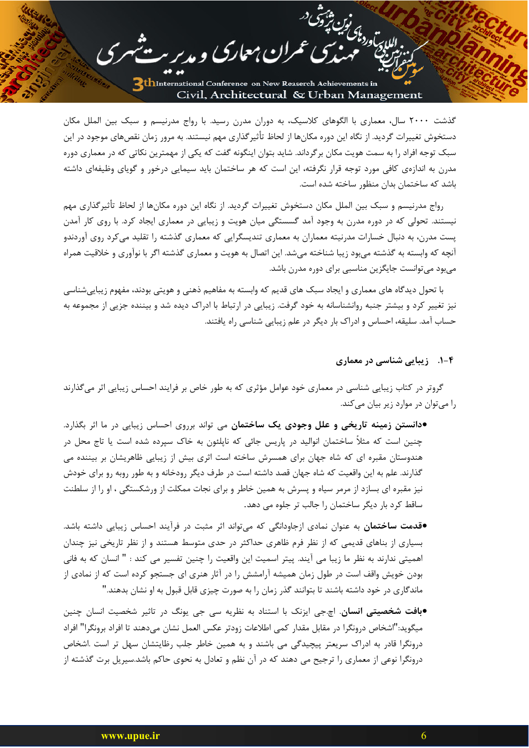گذشت ۲۰۰۰ سال، معماری با الگوهای کلاسیک، به دوران مدرن رسید. با رواج مدرنیسم و سبک بین الملل مکان دستخوش تغییرات گردید. از نگاه این دوره مکان‌ها از لحاظ تأثیرگذاری مهم نیستند. به مرور زمان نقص‌های موجود در این سبک توجه افراد را به سمت هویت مکان برگرداند. شاید بتوان اینگونه گفت که یکی از مهمترین نکاتی که در معماری دوره مدرن به اندازه‌ی کافی مورد توجه قرار نگرفته، این است که هر ساختمان باید سیمایی درخور و گویای وظیفه‌ای داشته باشد که ساختمان بدان منظور ساخته شده است.

رواج مدرنیسم و سبک بین الملل مکان دستخوش تغییرات گردید. از نگاه این دوره مکان‌ها از لحاظ تأثیرگذاری مهم نیستند. تحولی که در دوره مدرن به وجود آمد گسستگی میان هویت و زیبایی در معماری ایجاد کرد. با روی کار آمدن پست مدرن، به دنبال خسارات مدرنیته معماران به معماری تندیسگرایی که معماری گذشته را تقلید می‌کرد روی آوردندو آنچه که وابسته به گذشته می‌بود زیبا شناخته می‌شد. این اتصال به هویت و معماری گذشته اگر با نوآوری و خلاقیت همراه می‌بود می‌توانست جایگزین مناسبی برای دوره مدرن باشد.

با تحول دیدگاه های معماری و ایجاد سبک های قدیم که وابسته به مفاهیم ذهنی و هویتی بودند، مفهوم زیبایی‌شناسی نیز تغییر کرد و بیشتر جنبه روانشناسانه به خود گرفت. زیبایی در ارتباط با ادراک دیده شد و بیننده جزیی از مجموعه به حساب آمد. سلیقه، احساس و ادراک بار دیگر در علم زیبایی شناسی راه یافتند.

### ۴-۱. زیبایی شناسی در معماری

گروتر در کتاب زیبایی شناسی در معماری خود عوامل مؤثری که به طور خاص بر فرایند احساس زیبایی اثر می‌گذارند را می‌توان در موارد زیر بیان می‌کند.

- **دانستن زمینه تاریخی و علل وجودی یک ساختمان** می تواند برروی احساس زیبایی در ما اثر بگذارد. چنین است که مثلاً ساختمان انوالید در پاریس جائی که ناپلئون به خاک سپرده شده است یا تاج محل در هندوستان مقبره ای که شاه جهان برای همسرش ساخته است اثری بیش از زیبایی ظاهریشان بر بیننده می گذارند. علم به این واقعیت که شاه جهان قصد داشته است در طرف دیگر رودخانه و به طور روبه رو برای خودش نیز مقبره ای بسازد از مرمر سیاه و پسرش به همین خاطر و برای نجات مملکت از ورشکستگی ، او را از سلطنت ساقط کرد بار دیگر ساختمان را جالب تر جلوه می دهد.
- **قدمت ساختمان** به عنوان نمادی ازجاودانگی که می‌تواند اثر مثبت در فرآیند احساس زیبایی داشته باشد. بسیاری از بناهای قدیمی که از نظر فرم ظاهری حداکثر در حدی متوسط هستند و از نظر تاریخی نیز چندان اهمیتی ندارند به نظر ما زیبا می آیند. پیتر اسمیت این واقعیت را چنین تفسیر می کند : " انسان که به فانی بودن خویش واقف است در طول زمان همیشه آرامشش را در آثار هنری ای جستجو کرده است که از نمادی از ماندگاری در خود داشته باشند تا بتوانند گذر زمان را به صورت چیزی قابل قبول به او نشان بدهند."
- **بافت شخصیتی انسان**. اچ.جی ایزنک با استناد به نظریه سی جی یونگ در تاثیر شخصیت انسان چنین میگوید:"اشخاص درونگرا در مقابل مقدار کمی اطلاعات زودتر عکس العمل نشان می‌دهند تا افراد برونگرا" افراد درونگرا قادر به ادراک سریعتر پیچیدگی می باشند و به همین خاطر جلب رظایتشان سهل تر است .اشخاص درونگرا نوعی از معماری را ترجیح می دهند که در آن نظم و تعادل به نحوی حاکم باشد.سیریل برت گذشته از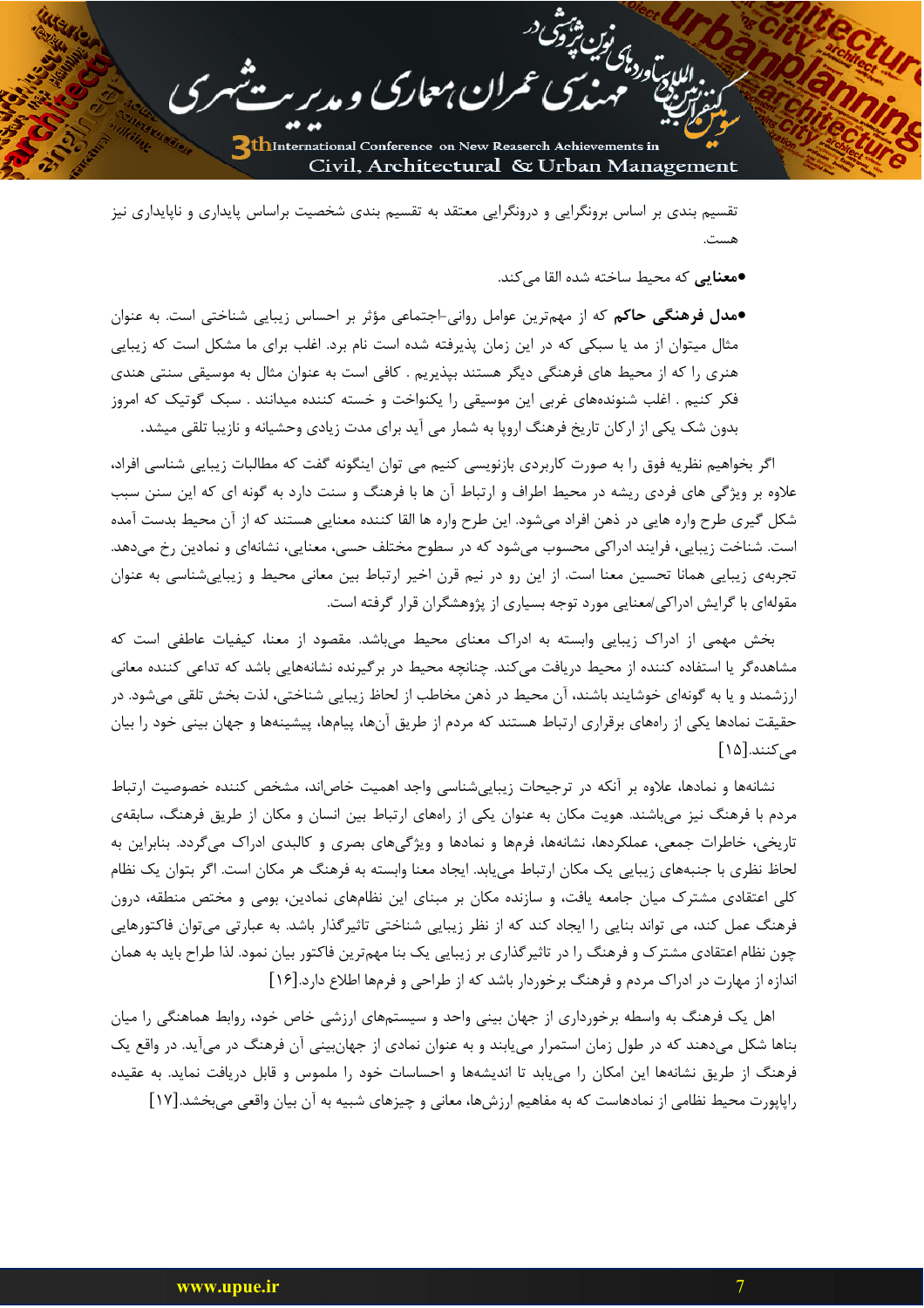تقسیم بندی بر اساس برونگرایی و درونگرایی معتقد به تقسیم بندی شخصیت براساس پایداری و ناپایداری نیز هست.

- **معنایی** که محیط ساخته شده القا می‌کند.
- **مدل فرهنگی حاکم** که از مهم‌ترین عوامل روانی-اجتماعی مؤثر بر احساس زیبایی شناختی است. به عنوان مثال میتوان از مد یا سبکی که در این زمان پذیرفته شده است نام برد. اغلب برای ما مشکل است که زیبایی هنری را که از محیط های فرهنگی دیگر هستند بپذیریم . کافی است به عنوان مثال به موسیقی سنتی هندی فکر کنیم . اغلب شنونده‌های غربی این موسیقی را یکنواخت و خسته کننده میدانند . سبک گوتیک که امروز بدون شک یکی از ارکان تاریخ فرهنگ اروپا به شمار می آید برای مدت زیادی وحشیانه و نازیبا تلقی میشد.

اگر بخواهیم نظریه فوق را به صورت کاربردی بازنویسی کنیم می توان اینگونه گفت که مطالبات زیبایی شناسی افراد، علاوه بر ویژگی های فردی ریشه در محیط اطراف و ارتباط آن ها با فرهنگ و سنت دارد به گونه ای که این سنن سبب شکل گیری طرح واره هایی در ذهن افراد می‌شود. این طرح واره ها القا کننده معنایی هستند که از آن محیط بدست آمده است. شناخت زیبایی، فرایند ادراکی محسوب می‌شود که در سطوح مختلف حسی، معنایی، نشانه‌ای و نمادین رخ می‌دهد. تجربه‌ی زیبایی همانا تحسین معنا است. از این رو در نیم قرن اخیر ارتباط بین معانی محیط و زیبایی‌شناسی به عنوان مقوله‌ای با گرایش ادراکی/معنایی مورد توجه بسیاری از پژوهشگران قرار گرفته است.

بخش مهمی از ادراک زیبایی وابسته به ادراک معنای محیط می‌باشد. مقصود از معنا، کیفیات عاطفی است که مشاهده‌گر یا استفاده کننده از محیط دریافت می‌کند. چنانچه محیط در برگیرنده نشانه‌هایی باشد که تداعی کننده معانی ارزشمند و یا به گونه‌ای خوشایند باشند، آن محیط در ذهن مخاطب از لحاظ زیبایی شناختی، لذت بخش تلقی می‌شود. در حقیقت نمادها یکی از راه‌های برقراری ارتباط هستند که مردم از طریق آن‌ها، پیام‌ها، پیشینه‌ها و جهان بینی خود را بیان می‌کنند.[۱۵]

نشانه‌ها و نمادها، علاوه بر آنکه در ترجیحات زیبایی‌شناسی واجد اهمیت خاص‌اند، مشخص کننده خصوصیت ارتباط مردم با فرهنگ نیز می‌باشند. هویت مکان به عنوان یکی از راه‌های ارتباط بین انسان و مکان از طریق فرهنگ، سابقه‌ی تاریخی، خاطرات جمعی، عملکردها، نشانه‌ها، فرم‌ها و نمادها و ویژگی‌های بصری و کالبدی ادراک می‌گردد. بنابراین به لحاظ نظری با جنبه‌های زیبایی یک مکان ارتباط می‌یابد. ایجاد معنا وابسته به فرهنگ هر مکان است. اگر بتوان یک نظام کلی اعتقادی مشترک میان جامعه یافت، و سازنده مکان بر مبنای این نظام‌های نمادین، بومی و مختص منطقه، درون فرهنگ عمل کند، می تواند بنایی را ایجاد کند که از نظر زیبایی شناختی تاثیرگذار باشد. به عبارتی می‌توان فاکتورهایی چون نظام اعتقادی مشترک و فرهنگ را در تاثیرگذاری بر زیبایی یک بنا مهم‌ترین فاکتور بیان نمود. لذا طراح باید به همان اندازه از مهارت در ادراک مردم و فرهنگ برخوردار باشد که از طراحی و فرم‌ها اطلاع دارد.[۱۶]

اهل یک فرهنگ به واسطه برخورداری از جهان بینی واحد و سیستم‌های ارزشی خاص خود، روابط هماهنگی را میان بناها شکل می‌دهند که در طول زمان استمرار می‌یابند و به عنوان نمادی از جهان‌بینی آن فرهنگ در می‌آید. در واقع یک فرهنگ از طریق نشانه‌ها این امکان را می‌یابد تا اندیشه‌ها و احساسات خود را ملموس و قابل دریافت نماید. به عقیده راپاپورت محیط نظامی از نمادهاست که به مفاهیم ارزش‌ها، معانی و چیزهای شبیه به آن بیان واقعی می‌بخشد.[۱۷]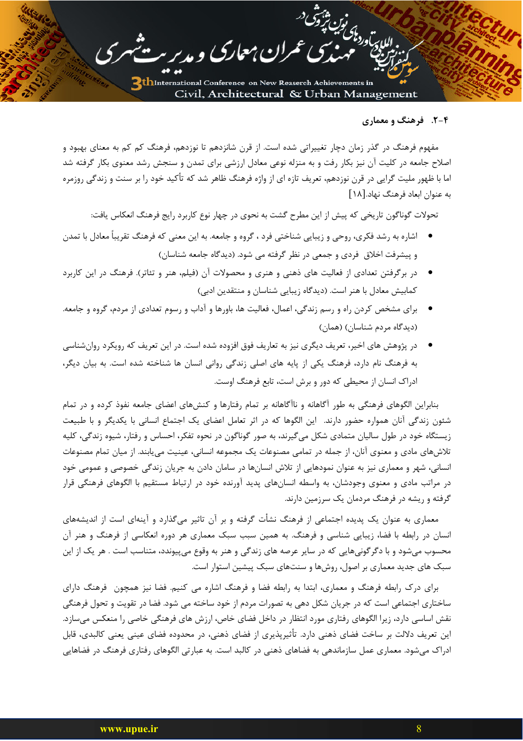### ۲-۴. فرهنگ و معماری

مفهوم فرهنگ در گذر زمان دچار تغییراتی شده است. از قرن شانزدهم تا نوزدهم، فرهنگ کم کم به معنای بهبود و اصلاح جامعه در کلیت آن نیز بکار رفت و به منزله نوعی معادل ارزشی برای تمدن و سنجش رشد معنوی بکار گرفته شد اما با ظهور ملیت گرایی در قرن نوزدهم، تعریف تازه ای از واژه فرهنگ ظاهر شد که تأکید خود را بر سنت و زندگی روزمره به عنوان ابعاد فرهنگ نهاد.[۱۸]

تحولات گوناگون تاریخی که پیش از این مطرح گشت به نحوی در چهار نوع کاربرد رایج فرهنگ انعکاس یافت:

- اشاره به رشد فکری، روحی و زیبایی شناختی فرد ، گروه و جامعه. به این معنی که فرهنگ تقریباً معادل با تمدن و پیشرفت اخلاق فردی و جمعی در نظر گرفته می شود. (دیدگاه جامعه شناسان)
- در برگرفتن تعدادی از فعالیت های ذهنی و هنری و محصولات آن (فیلم، هنر و تئاتر). فرهنگ در این کاربرد کمابیش معادل با هنر است. (دیدگاه زیبایی شناسان و منتقدین ادبی)
- برای مشخص کردن راه و رسم زندگی، اعمال، فعالیت ها، باورها و آداب و رسوم تعدادی از مردم، گروه و جامعه. (دیدگاه مردم شناسان) (همان)
- در پژوهش های اخیر، تعریف دیگری نیز به تعاریف فوق افزوده شده است. در این تعریف که رویکرد روان‌شناسی به فرهنگ نام دارد، فرهنگ یکی از پایه های اصلی زندگی روانی انسان ها شناخته شده است. به بیان دیگر، ادراک انسان از محیطی که دور و برش است، تابع فرهنگ اوست.

بنابراین الگوهای فرهنگی به طور آگاهانه و ناآگاهانه بر تمام رفتارها و کنش‌های اعضای جامعه نفوذ کرده و در تمام شئون زندگی آنان همواره حضور دارند. این الگوها که در اثر تعامل اعضای یک اجتماع انسانی با یکدیگر و با طبیعت زیستگاه خود در طول سالیان متمادی شکل می‌گیرند، به صور گوناگون در نحوه تفکر، احساس و رفتار، شیوه زندگی، کلیه تلاش‌های مادی و معنوی آنان، از جمله در تمامی مصنوعات یک مجموعه انسانی، عینیت می‌یابند. از میان تمام مصنوعات انسانی، شهر و معماری نیز به عنوان نمودهایی از تلاش انسان‌ها در سامان دادن به جریان زندگی خصوصی و عمومی خود در مراتب مادی و معنوی وجودشان، به واسطه انسان‌های پدید آورنده خود در ارتباط مستقیم با الگوهای فرهنگی قرار گرفته و ریشه در فرهنگ مردمان یک سرزمین دارند.

معماری به عنوان یک پدیده اجتماعی از فرهنگ نشأت گرفته و بر آن تاثیر می‌گذارد و آینه‌ای است از اندیشه‌های انسان در رابطه با فضا، زیبایی شناسی و فرهنگ. به همین سبب سبک معماری هر دوره انعکاسی از فرهنگ و هنر آن محسوب می‌شود و با دگرگونی‌هایی که در سایر عرصه های زندگی و هنر به وقوع می‌پیوندد، متناسب است . هر یک از این سبک های جدید معماری بر اصول، روش‌ها و سنت‌های سبک پیشین استوار است.

برای درک رابطه فرهنگ و معماری، ابتدا به رابطه فضا و فرهنگ اشاره می کنیم. فضا نیز همچون فرهنگ دارای ساختاری اجتماعی است که در جریان شکل دهی به تصورات مردم از خود ساخته می شود. فضا در تقویت و تحول فرهنگی نقش اساسی دارد، زیرا الگوهای رفتاری مورد انتظار در داخل فضای خاص، ارزش های فرهنگی خاصی را منعکس می‌سازد. این تعریف دلالت بر ساخت فضای ذهنی دارد. تأثیرپذیری از فضای ذهنی، در محدوده فضای عینی یعنی کالبدی، قابل ادراک می‌شود. معماری عمل سازماندهی به فضاهای ذهنی در کالبد است. به عبارتی الگوهای رفتاری فرهنگ در فضاهایی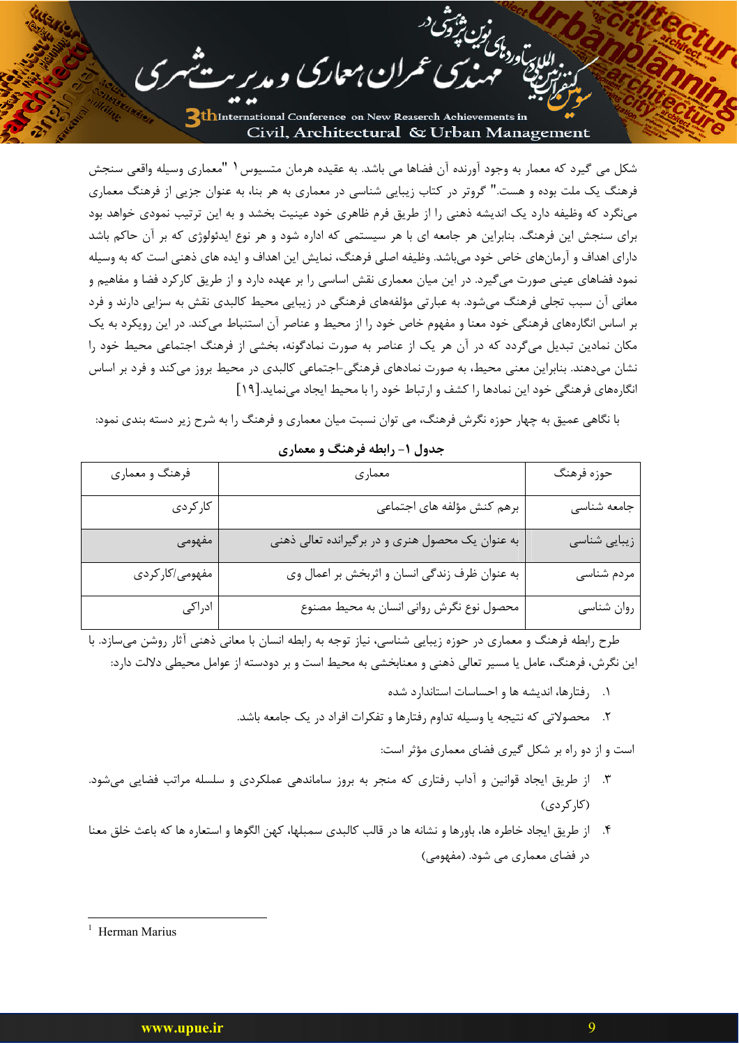شکل می گیرد که معمار به وجود آورنده آن فضاها می باشد. به عقیده هرمان متسیوس[1] "معماری وسیله واقعی سنجش فرهنگ یک ملت بوده و هست." گروتر در کتاب زیبایی شناسی در معماری به هر بنا، به عنوان جزیی از فرهنگ معماری می‌نگرد که وظیفه دارد یک اندیشه ذهنی را از طریق فرم ظاهری خود عینیت بخشد و به این ترتیب نمودی خواهد بود برای سنجش این فرهنگ. بنابراین هر جامعه ای با هر سیستمی که اداره شود و هر نوع ایدئولوژی که بر آن حاکم باشد دارای اهداف و آرمان‌های خاص خود می‌باشد. وظیفه اصلی فرهنگ، نمایش این اهداف و ایده های ذهنی است که به وسیله نمود فضاهای عینی صورت می‌گیرد. در این میان معماری نقش اساسی را بر عهده دارد و از طریق کارکرد فضا و مفاهیم و معانی آن سبب تجلی فرهنگ می‌شود. به عبارتی مؤلفه‌های فرهنگی در زیبایی محیط کالبدی نقش به سزایی دارند و فرد بر اساس انگاره‌های فرهنگی خود معنا و مفهوم خاص خود را از محیط و عناصر آن استنباط می‌کند. در این رویکرد به یک مکان نمادین تبدیل می‌گردد که در آن هر یک از عناصر به صورت نمادگونه، بخشی از فرهنگ اجتماعی محیط خود را نشان می‌دهند. بنابراین معنی محیط، به صورت نمادهای فرهنگی-اجتماعی کالبدی در محیط بروز می‌کند و فرد بر اساس انگاره‌های فرهنگی خود این نمادها را کشف و ارتباط خود را با محیط ایجاد می‌نماید.[۱۹]

با نگاهی عمیق به چهار حوزه نگرش فرهنگ، می توان نسبت میان معماری و فرهنگ را به شرح زیر دسته بندی نمود:

**جدول ۱- رابطه فرهنگ و معماری**

| حوزه فرهنگ | معماری | فرهنگ و معماری |
|---|---|---|
| جامعه شناسی | برهم کنش مؤلفه های اجتماعی | کارکردی |
| زیبایی شناسی | به عنوان یک محصول هنری و در برگیرنده تعالی ذهنی | مفهومی |
| مردم شناسی | به عنوان ظرف زندگی انسان و اثربخش بر اعمال وی | مفهومی/کارکردی |
| روان شناسی | محصول نوع نگرش روانی انسان به محیط مصنوع | ادراکی |

طرح رابطه فرهنگ و معماری در حوزه زیبایی شناسی، نیاز توجه به رابطه انسان با معانی ذهنی آثار روشن می‌سازد. با این نگرش، فرهنگ، عامل یا مسیر تعالی ذهنی و معنابخشی به محیط است و بر دودسته از عوامل محیطی دلالت دارد:

۱. رفتارها، اندیشه ها و احساسات استاندارد شده
۲. محصولاتی که نتیجه یا وسیله تداوم رفتارها و تفکرات افراد در یک جامعه باشد.

است و از دو راه بر شکل گیری فضای معماری مؤثر است:

۳. از طریق ایجاد قوانین و آداب رفتاری که منجر به بروز ساماندهی عملکردی و سلسله مراتب فضایی می‌شود. (کارکردی)
۴. از طریق ایجاد خاطره ها، باورها و نشانه ها در قالب کالبدی سمبلها، کهن الگوها و استعاره ها که باعث خلق معنا در فضای معماری می شود. (مفهومی)

---

[1] Herman Marius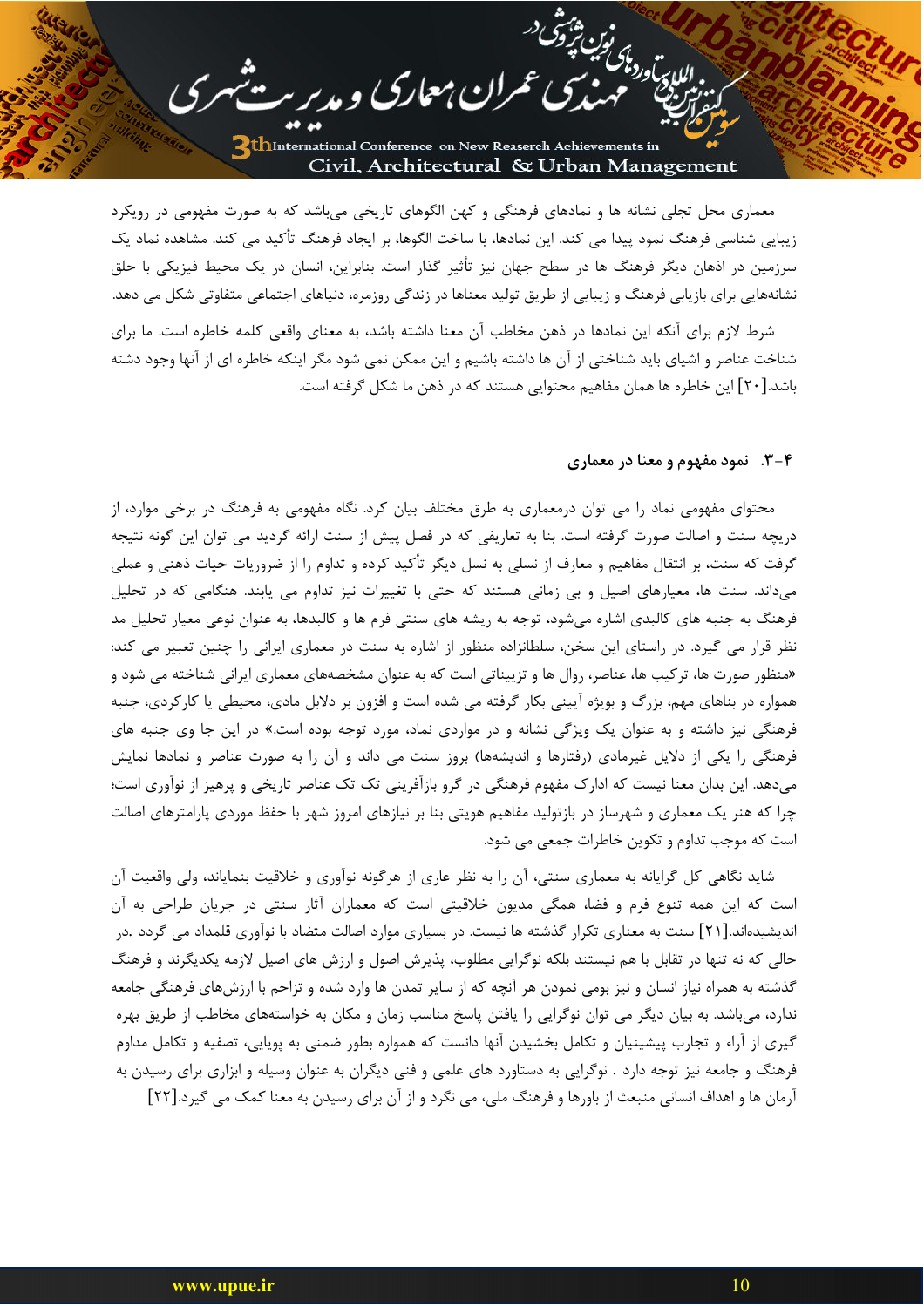معماری محل تجلی نشانه ها و نمادهای فرهنگی و کهن الگوهای تاریخی می‌باشد که به صورت مفهومی در رویکرد زیبایی شناسی فرهنگ نمود پیدا می کند. این نمادها، با ساخت الگوها، بر ایجاد فرهنگ تأکید می کند. مشاهده نماد یک سرزمین در اذهان دیگر فرهنگ ها در سطح جهان نیز تأثیر گذار است. بنابراین، انسان در یک محیط فیزیکی با حلق نشانه‌هایی برای بازیابی فرهنگ و زیبایی از طریق تولید معناها در زندگی روزمره، دنیاهای اجتماعی متفاوتی شکل می دهد.

شرط لازم برای آنکه این نمادها در ذهن مخاطب آن معنا داشته باشد، به معنای واقعی کلمه خاطره است. ما برای شناخت عناصر و اشیای باید شناختی از آن ها داشته باشیم و این ممکن نمی شود مگر اینکه خاطره ای از آنها وجود داشته باشد.[۲۰] این خاطره ها همان مفاهیم محتوایی هستند که در ذهن ما شکل گرفته است.

### ۴-۳. نمود مفهوم و معنا در معماری

محتوای مفهومی نماد را می توان درمعماری به طرق مختلف بیان کرد. نگاه مفهومی به فرهنگ در برخی موارد، از دریچه سنت و اصالت صورت گرفته است. بنا به تعاریفی که در فصل پیش از سنت ارائه گردید می توان این گونه نتیجه گرفت که سنت، بر انتقال مفاهیم و معارف از نسلی به نسل دیگر تأکید کرده و تداوم را از ضروریات حیات ذهنی و عملی می‌داند. سنت ها، معیارهای اصیل و بی زمانی هستند که حتی با تغییرات نیز تداوم می یابند. هنگامی که در تحلیل فرهنگ به جنبه های کالبدی اشاره می‌شود، توجه به ریشه های سنتی فرم ها و کالبدها، به عنوان نوعی معیار تحلیل مد نظر قرار می گیرد. در راستای این سخن، سلطانزاده منظور از اشاره به سنت در معماری ایرانی را چنین تعبیر می کند: «منظور صورت ها، ترکیب ها، عناصر، روال ها و تزییناتی است که به عنوان مشخصه‌های معماری ایرانی شناخته می شود و همواره در بناهای مهم، بزرگ و بویژه آیینی بکار گرفته می شده است و افزون بر دلایل مادی، محیطی یا کارکردی، جنبه فرهنگی نیز داشته و به عنوان یک ویژگی نشانه و در مواردی نماد، مورد توجه بوده است.» در این جا وی جنبه های فرهنگی را یکی از دلایل غیرمادی (رفتارها و اندیشه‌ها) بروز سنت می داند و آن را به صورت عناصر و نمادهای نمایش می‌دهد. این بدان معنا نیست که ادارک مفهوم فرهنگی در گرو بازآفرینی تک تک عناصر تاریخی و پرهیز از نوآوری است؛ چرا که هنر یک معماری و شهرساز در بازتولید مفاهیم هویتی بنا بر نیازهای امروز شهر با حفظ موردی پارامترهای اصالت است که موجب تداوم و تکوین خاطرات جمعی می شود.

شاید نگاهی کل گرایانه به معماری سنتی، آن را به نظر عاری از هرگونه نوآوری و خلاقیت بنمایاند، ولی واقعیت آن است که این همه تنوع فرم و فضا، همگی مدیون خلاقیتی است که معماران آثار سنتی در جریان طراحی به آن اندیشیده‌اند.[۲۱] سنت به معنای تکرار گذشته ها نیست. در بسیاری موارد اصالت متضاد با نوآوری قلمداد می گردد .در حالی که نه تنها در تقابل با هم نیستند بلکه نوگرایی مطلوب، پذیرش اصول و ارزش های اصیل لازمه یکدیگرند و فرهنگ گذشته به همراه نیاز انسان و نیز بومی نمودن هر آنچه که از سایر تمدن ها وارد شده و تزاحم با ارزش‌های فرهنگی جامعه ندارد، می‌باشد. به بیان دیگر می توان نوگرایی را یافتن پاسخ مناسب زمان و مکان به خواسته‌های مخاطب از طریق بهره گیری از آراء و تجارب پیشینیان و تکامل بخشیدن آنها دانست که همواره بطور ضمنی به پویایی، تصفیه و تکامل مداوم فرهنگ و جامعه نیز توجه دارد . نوگرایی به دستاورد های علمی و فنی دیگران به عنوان وسیله و ابزاری برای رسیدن به آرمان ها و اهداف انسانی منبعث از باورها و فرهنگ ملی، می نگرد و از آن برای رسیدن به معنا کمک می گیرد.[۲۲]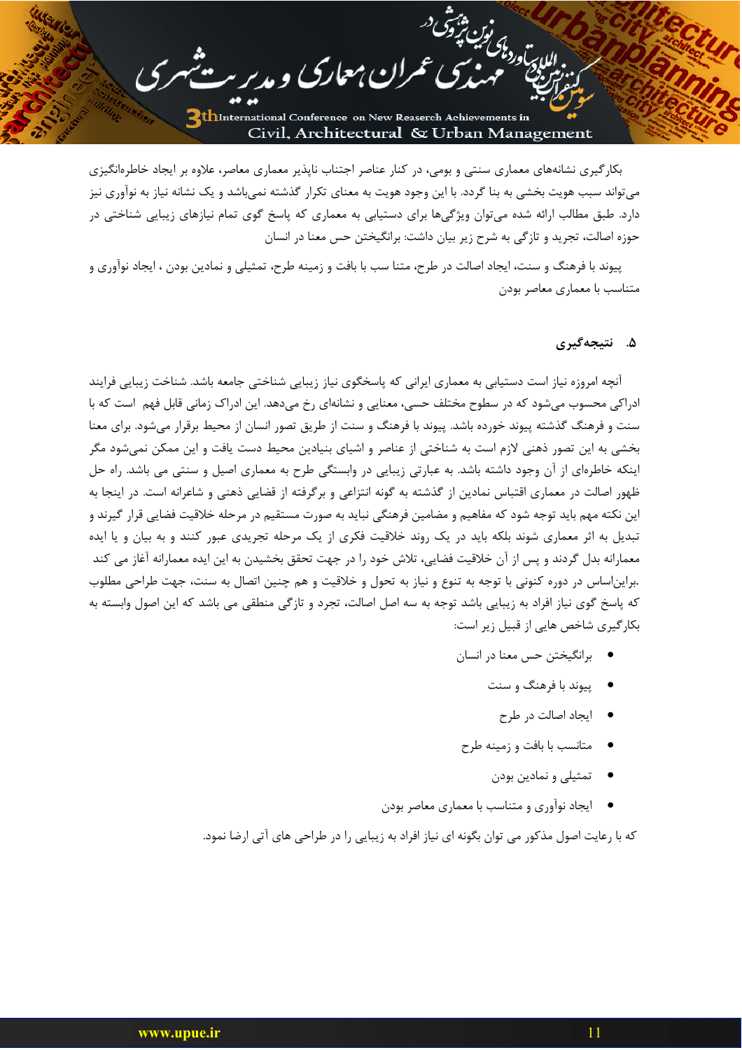بکارگیری نشانه‌های معماری سنتی و بومی، در کنار عناصر اجتناب ناپذیر معماری معاصر، علاوه بر ایجاد خاطره‌انگیزی می‌تواند سبب هویت بخشی به بنا گردد. با این وجود هویت به معنای تکرار گذشته نمی‌باشد و یک نشانه نیاز به نوآوری نیز دارد. طبق مطالب ارائه شده می‌توان ویژگی‌ها برای دستیابی به معماری که پاسخ گوی تمام نیازهای زیبایی شناختی در حوزه اصالت، تجرید و تازگی به شرح زیر بیان داشت: برانگیختن حس معنا در انسان

پیوند با فرهنگ و سنت، ایجاد اصالت در طرح، متنا سب با بافت و زمینه طرح، تمثیلی و نمادین بودن ، ایجاد نوآوری و متناسب با معماری معاصر بودن

## ۵. نتیجه‌گیری

آنچه امروزه نیاز است دستیابی به معماری ایرانی که پاسخگوی نیاز زیبایی شناختی جامعه باشد. شناخت زیبایی فرایند ادراکی محسوب می‌شود که در سطوح مختلف حسی، معنایی و نشانه‌ای رخ می‌دهد. این ادراک زمانی قابل فهم است که با سنت و فرهنگ گذشته پیوند خورده باشد. پیوند با فرهنگ و سنت از طریق تصور انسان از محیط برقرار می‌شود. برای معنا بخشی به این تصور ذهنی لازم است به شناختی از عناصر و اشیای بنیادین محیط دست یافت و این ممکن نمی‌شود مگر اینکه خاطره‌ای از آن وجود داشته باشد. به عبارتی زیبایی در وابستگی طرح به معماری اصیل و سنتی می باشد. راه حل ظهور اصالت در معماری اقتباس نمادین از گذشته به گونه انتزاعی و برگرفته از قضایی ذهنی و شاعرانه است. در اینجا به این نکته مهم باید توجه شود که مفاهیم و مضامین فرهنگی نباید به صورت مستقیم در مرحله خلاقیت فضایی قرار گیرند و تبدیل به اثر معماری شوند بلکه باید در یک روند خلاقیت فکری از یک مرحله تجریدی عبور کنند و به بیان و یا ایده معمارانه بدل گردند و پس از آن خلاقیت فضایی، تلاش خود را در جهت تحقق بخشیدن به این ایده معمارانه آغاز می کند .براین‌اساس در دوره کنونی با توجه به تنوع و نیاز به تحول و خلاقیت و هم چنین اتصال به سنت، جهت طراحی مطلوب که پاسخ گوی نیاز افراد به زیبایی باشد توجه به سه اصل اصالت، تجرد و تازگی منطقی می باشد که این اصول وابسته به بکارگیری شاخص هایی از قبیل زیر است:

- برانگیختن حس معنا در انسان
- پیوند با فرهنگ و سنت
- ایجاد اصالت در طرح
- متانسب با بافت و زمینه طرح
- تمثیلی و نمادین بودن
- ایجاد نوآوری و متناسب با معماری معاصر بودن

که با رعایت اصول مذکور می توان بگونه ای نیاز افراد به زیبایی را در طراحی های آتی ارضا نمود.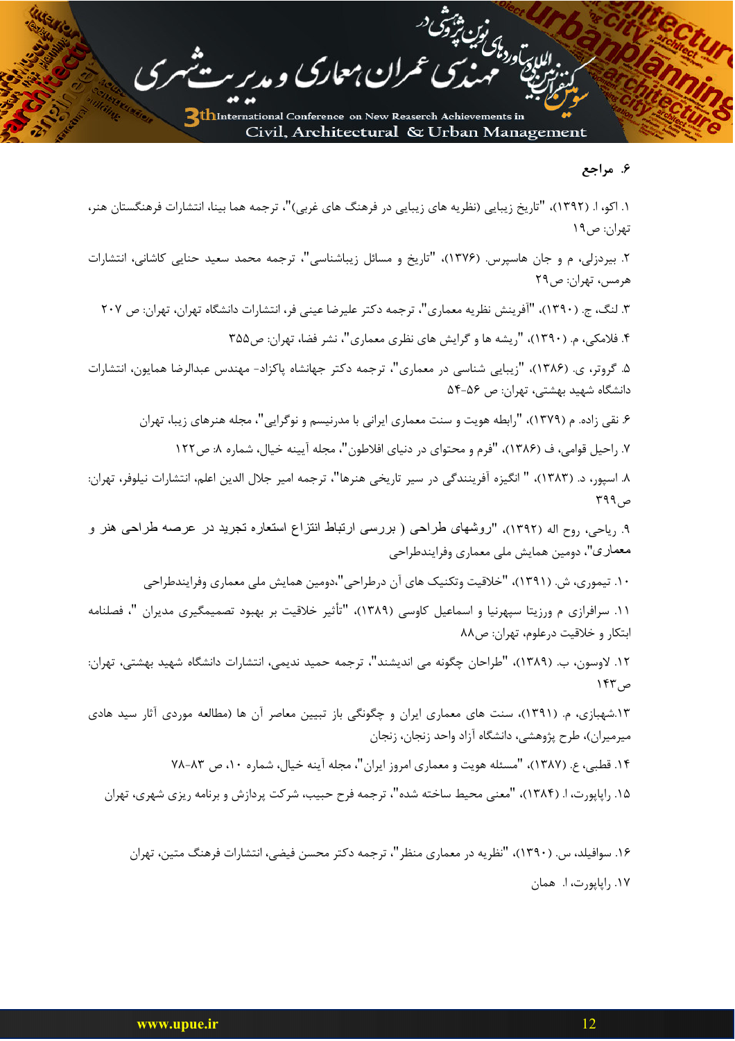## ۶. مراجع

۱. اکو، ا. (۱۳۹۲)، "تاریخ زیبایی (نظریه های زیبایی در فرهنگ های غربی)"، ترجمه هما بینا، انتشارات فرهنگستان هنر، تهران: ص۱۹

۲. بیردزلی، م و جان هاسپرس. (۱۳۷۶)، "تاریخ و مسائل زیباشناسی"، ترجمه محمد سعید حنایی کاشانی، انتشارات هرمس، تهران: ص۲۹

۳. لنگ، ج. (۱۳۹۰)، "آفرینش نظریه معماری"، ترجمه دکتر علیرضا عینی فر، انتشارات دانشگاه تهران، تهران: ص ۲۰۷

۴. فلامکی، م. (۱۳۹۰)، "ریشه ها و گرایش های نظری معماری"، نشر فضا، تهران: ص۳۵۵

۵. گروتر، ی. (۱۳۸۶)، "زیبایی شناسی در معماری"، ترجمه دکتر جهانشاه پاکزاد- مهندس عبدالرضا همایون، انتشارات دانشگاه شهید بهشتی، تهران: ص ۵۶-۵۴

۶. نقی زاده. م (۱۳۷۹)، "رابطه هویت و سنت معماری ایرانی با مدرنیسم و نوگرایی"، مجله هنرهای زیبا، تهران

۷. راحیل قوامی، ف (۱۳۸۶)، "فرم و محتوای در دنیای افلاطون"، مجله آیینه خیال، شماره ۸: ص۱۲۲

۸. اسپور، د. (۱۳۸۳)، " انگیزه آفرینندگی در سیر تاریخی هنرها"، ترجمه امیر جلال الدین اعلم، انتشارات نیلوفر، تهران: ص۳۹۹

۹. ریاحی، روح اله (۱۳۹۲)، "روشهای طراحی ( بررسی ارتباط انتزاع استعاره تجرید در عرصه طراحی هنر و معماری"، دومین همایش ملی معماری وفرایندطراحی

۱۰. تیموری، ش. (۱۳۹۱)، "خلاقیت وتکنیک های آن درطراحی"،دومین همایش ملی معماری وفرایندطراحی

۱۱. سرافرازی م ورزیتا سپهرنیا و اسماعیل کاوسی (۱۳۸۹)، "تأثیر خلاقیت بر بهبود تصمیمگیری مدیران "، فصلنامه ابتکار و خلاقیت درعلوم، تهران: ص۸۸

۱۲. لاوسون، ب. (۱۳۸۹)، "طراحان چگونه می اندیشند"، ترجمه حمید ندیمی، انتشارات دانشگاه شهید بهشتی، تهران: ص۱۴۳

۱۳.شهبازی، م. (۱۳۹۱)، سنت های معماری ایران و چگونگی باز تبیین معاصر آن ها (مطالعه موردی آثار سید هادی میرمیران)، طرح پژوهشی، دانشگاه آزاد واحد زنجان، زنجان

۱۴. قطبی، ع. (۱۳۸۷)، "مسئله هویت و معماری امروز ایران"، مجله آینه خیال، شماره ۱۰، ص ۸۳-۷۸

۱۵. راپاپورت، ا. (۱۳۸۴)، "معنی محیط ساخته شده"، ترجمه فرح حبیب، شرکت پردازش و برنامه ریزی شهری، تهران

۱۶. سوافیلد، س. (۱۳۹۰)، "نظریه در معماری منظر"، ترجمه دکتر محسن فیضی، انتشارات فرهنگ متین، تهران

۱۷. راپاپورت، ا. همان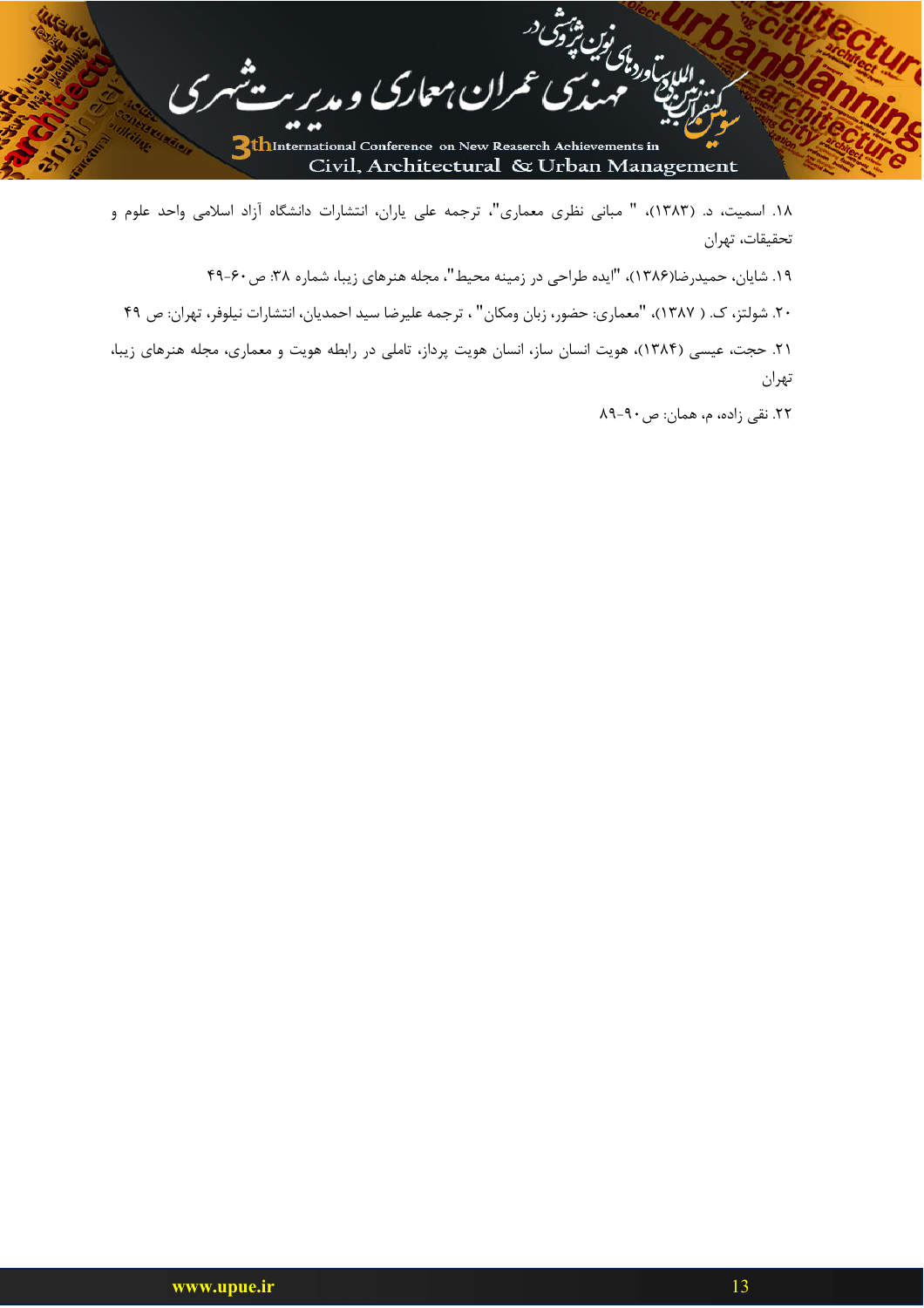۱۸. اسمیت، د. (۱۳۸۳)، " مبانی نظری معماری"، ترجمه علی یاران، انتشارات دانشگاه آزاد اسلامی واحد علوم و تحقیقات، تهران

۱۹. شایان، حمیدرضا(۱۳۸۶)، "ایده طراحی در زمینه محیط"، مجله هنرهای زیبا، شماره ۳۸: ص ۶۰-۴۹

۲۰. شولتز، ک. ( ۱۳۸۷)، "معماری: حضور، زبان ومکان" ، ترجمه علیرضا سید احمدیان، انتشارات نیلوفر، تهران: ص ۴۹

۲۱. حجت، عیسی (۱۳۸۴)، هویت انسان ساز، انسان هویت پرداز، تاملی در رابطه هویت و معماری، مجله هنرهای زیبا، تهران

۲۲. نقی زاده، م، همان: ص ۹۰-۸۹